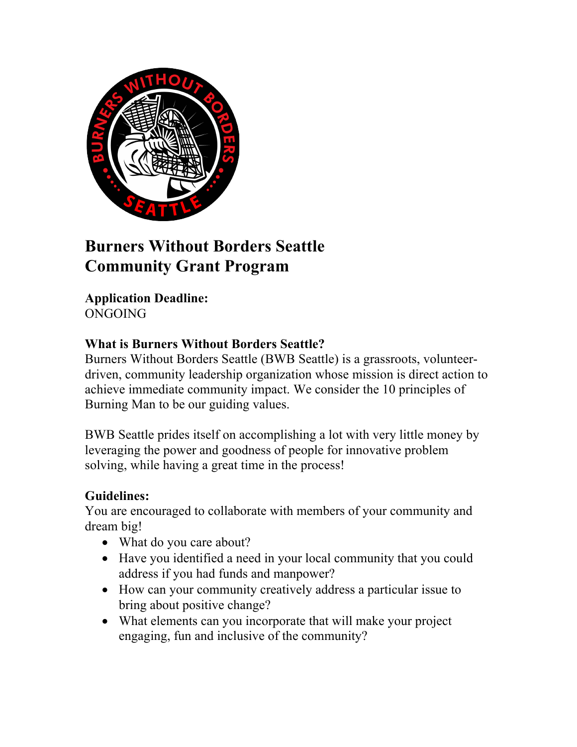# Burners Without Borders Seattle
# Community Grant Program

**Application Deadline:**
ONGOING

**What is Burners Without Borders Seattle?**
Burners Without Borders Seattle (BWB Seattle) is a grassroots, volunteer-driven, community leadership organization whose mission is direct action to achieve immediate community impact. We consider the 10 principles of Burning Man to be our guiding values.

BWB Seattle prides itself on accomplishing a lot with very little money by leveraging the power and goodness of people for innovative problem solving, while having a great time in the process!

**Guidelines:**
You are encouraged to collaborate with members of your community and dream big!

- What do you care about?
- Have you identified a need in your local community that you could address if you had funds and manpower?
- How can your community creatively address a particular issue to bring about positive change?
- What elements can you incorporate that will make your project engaging, fun and inclusive of the community?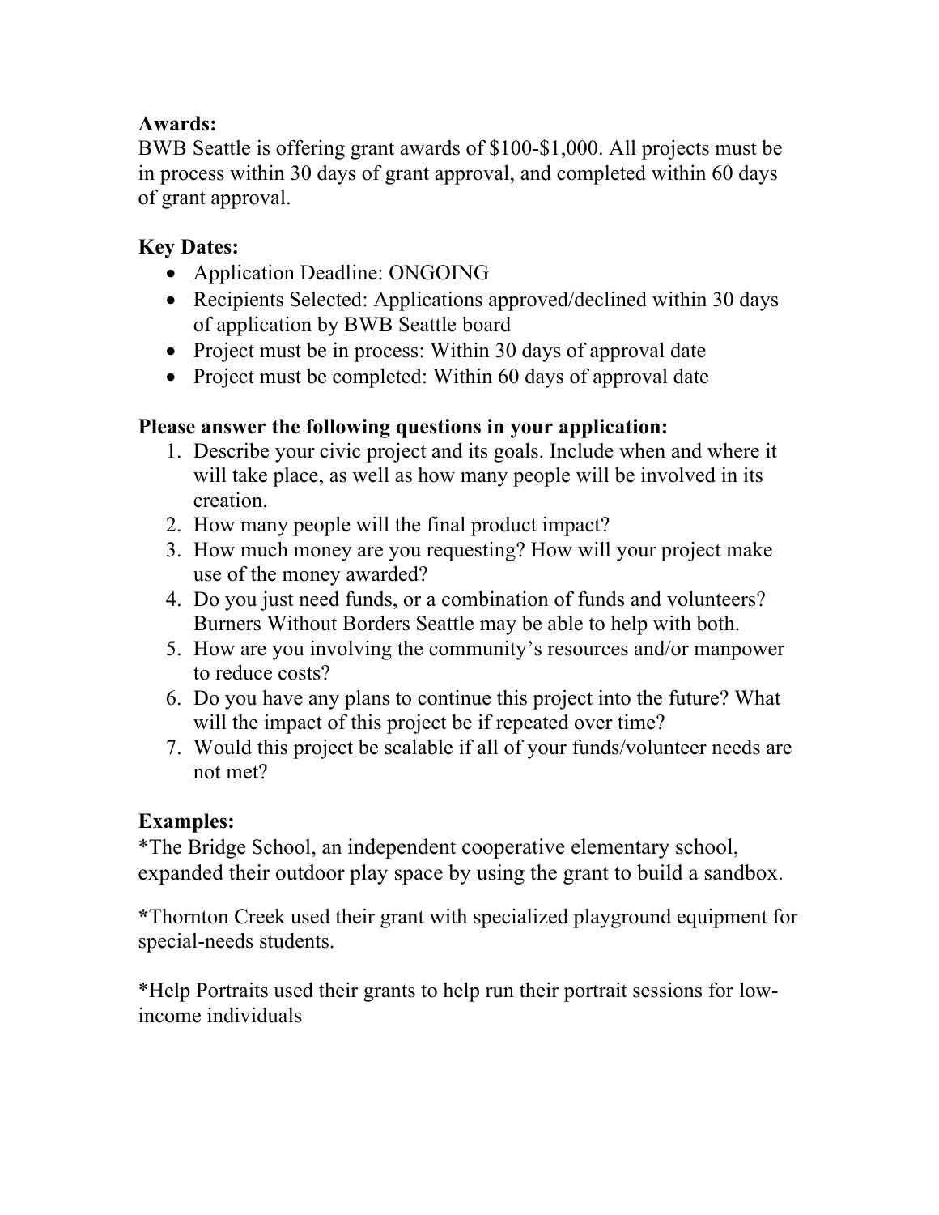**Awards:**
BWB Seattle is offering grant awards of $100-$1,000. All projects must be in process within 30 days of grant approval, and completed within 60 days of grant approval.

**Key Dates:**

- Application Deadline: ONGOING
- Recipients Selected: Applications approved/declined within 30 days of application by BWB Seattle board
- Project must be in process: Within 30 days of approval date
- Project must be completed: Within 60 days of approval date

**Please answer the following questions in your application:**

1. Describe your civic project and its goals. Include when and where it will take place, as well as how many people will be involved in its creation.
2. How many people will the final product impact?
3. How much money are you requesting? How will your project make use of the money awarded?
4. Do you just need funds, or a combination of funds and volunteers? Burners Without Borders Seattle may be able to help with both.
5. How are you involving the community's resources and/or manpower to reduce costs?
6. Do you have any plans to continue this project into the future? What will the impact of this project be if repeated over time?
7. Would this project be scalable if all of your funds/volunteer needs are not met?

**Examples:**

*The Bridge School, an independent cooperative elementary school, expanded their outdoor play space by using the grant to build a sandbox.

*Thornton Creek used their grant with specialized playground equipment for special-needs students.

*Help Portraits used their grants to help run their portrait sessions for low-income individuals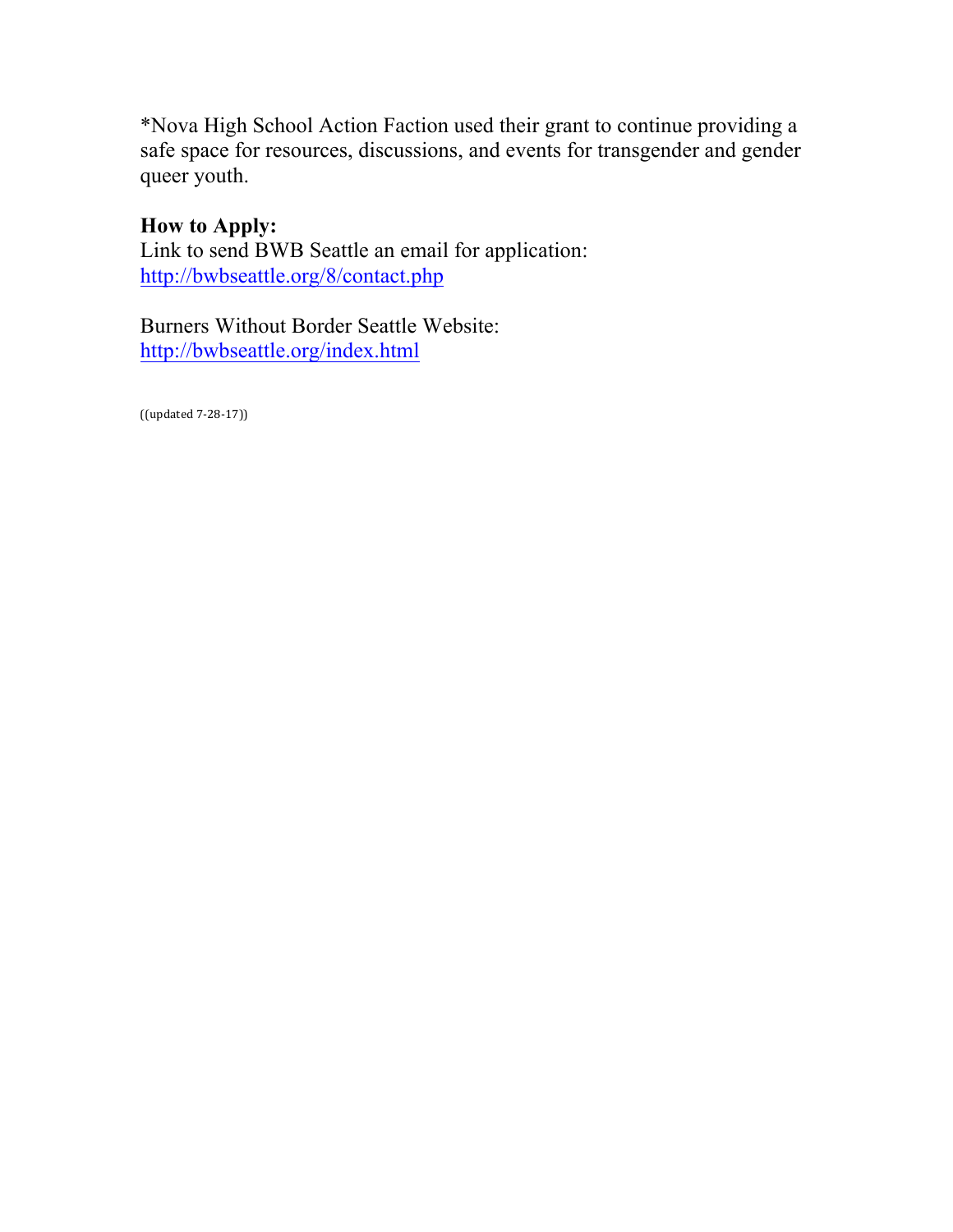*Nova High School Action Faction used their grant to continue providing a safe space for resources, discussions, and events for transgender and gender queer youth.

**How to Apply:**
Link to send BWB Seattle an email for application:
http://bwbseattle.org/8/contact.php

Burners Without Border Seattle Website:
http://bwbseattle.org/index.html

((updated 7-28-17))